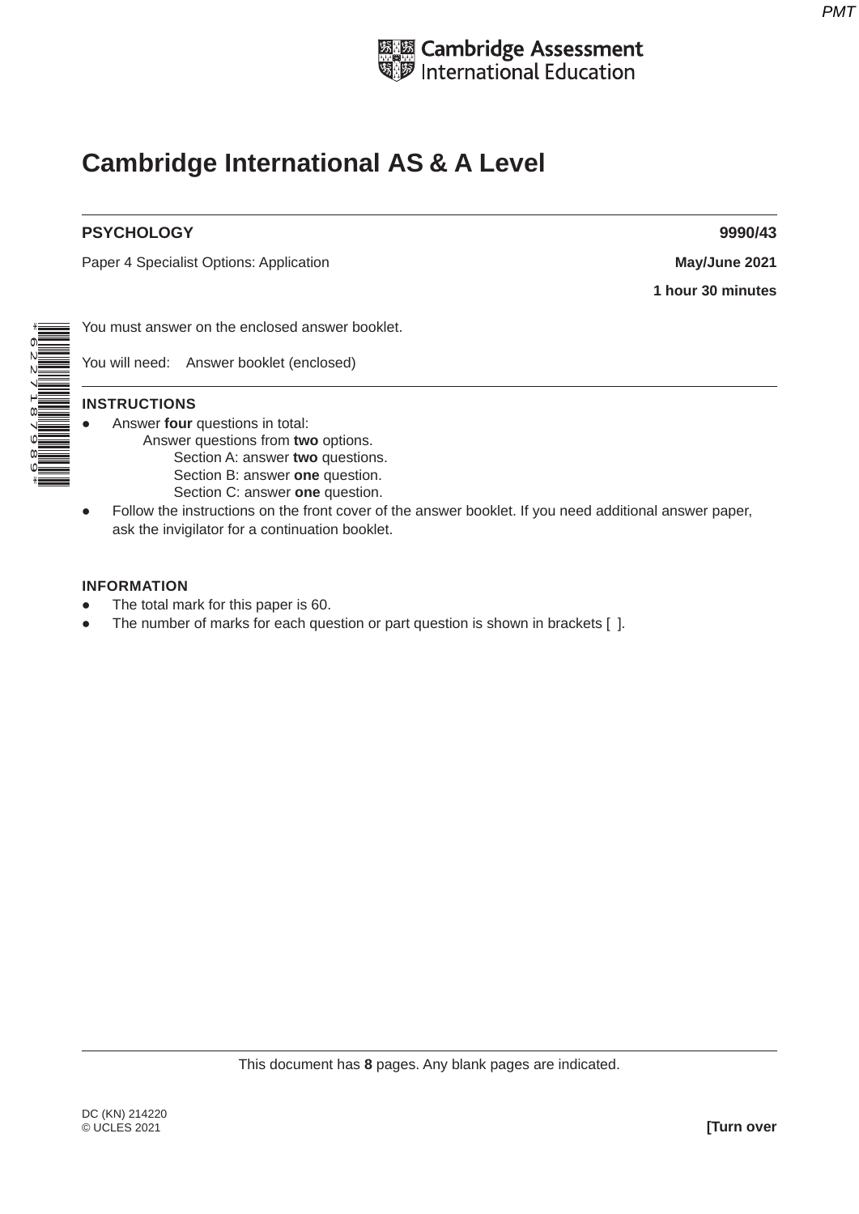Cambridge Assessment International Education

# Cambridge International AS & A Level

**PSYCHOLOGY** **9990/43**

Paper 4 Specialist Options: Application **May/June 2021**

**1 hour 30 minutes**

You must answer on the enclosed answer booklet.

You will need: Answer booklet (enclosed)

**INSTRUCTIONS**

- Answer **four** questions in total:
  - Answer questions from **two** options.
    - Section A: answer **two** questions.
    - Section B: answer **one** question.
    - Section C: answer **one** question.
- Follow the instructions on the front cover of the answer booklet. If you need additional answer paper, ask the invigilator for a continuation booklet.

**INFORMATION**

- The total mark for this paper is 60.
- The number of marks for each question or part question is shown in brackets [ ].

This document has **8** pages. Any blank pages are indicated.

DC (KN) 214220
© UCLES 2021

**[Turn over**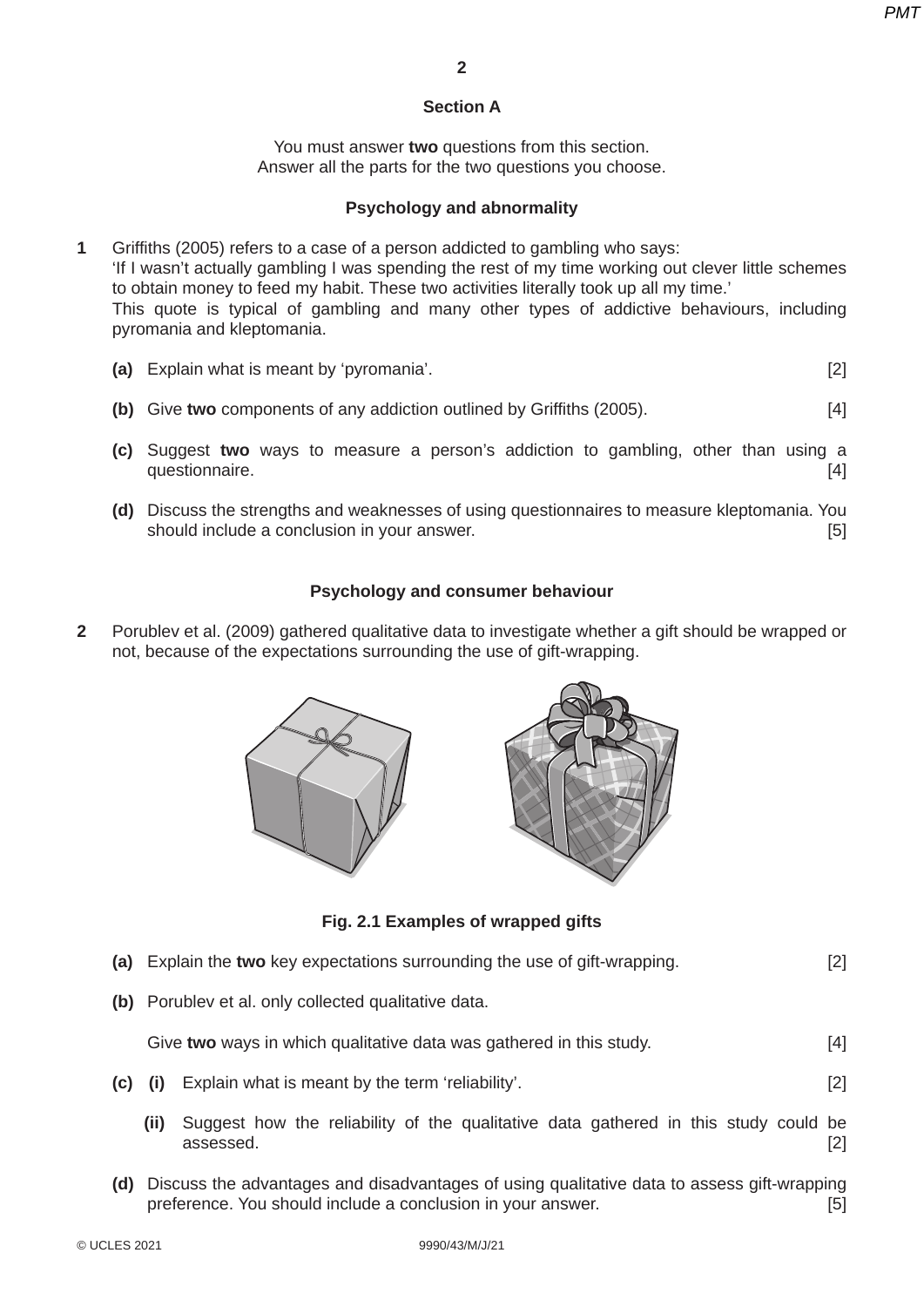## Section A

You must answer **two** questions from this section.
Answer all the parts for the two questions you choose.

### Psychology and abnormality

**1** Griffiths (2005) refers to a case of a person addicted to gambling who says:
'If I wasn't actually gambling I was spending the rest of my time working out clever little schemes to obtain money to feed my habit. These two activities literally took up all my time.'
This quote is typical of gambling and many other types of addictive behaviours, including pyromania and kleptomania.

**(a)** Explain what is meant by 'pyromania'. [2]

**(b)** Give **two** components of any addiction outlined by Griffiths (2005). [4]

**(c)** Suggest **two** ways to measure a person's addiction to gambling, other than using a questionnaire. [4]

**(d)** Discuss the strengths and weaknesses of using questionnaires to measure kleptomania. You should include a conclusion in your answer. [5]

### Psychology and consumer behaviour

**2** Porublev et al. (2009) gathered qualitative data to investigate whether a gift should be wrapped or not, because of the expectations surrounding the use of gift-wrapping.

**Fig. 2.1 Examples of wrapped gifts**

**(a)** Explain the **two** key expectations surrounding the use of gift-wrapping. [2]

**(b)** Porublev et al. only collected qualitative data.

Give **two** ways in which qualitative data was gathered in this study. [4]

**(c) (i)** Explain what is meant by the term 'reliability'. [2]

**(ii)** Suggest how the reliability of the qualitative data gathered in this study could be assessed. [2]

**(d)** Discuss the advantages and disadvantages of using qualitative data to assess gift-wrapping preference. You should include a conclusion in your answer. [5]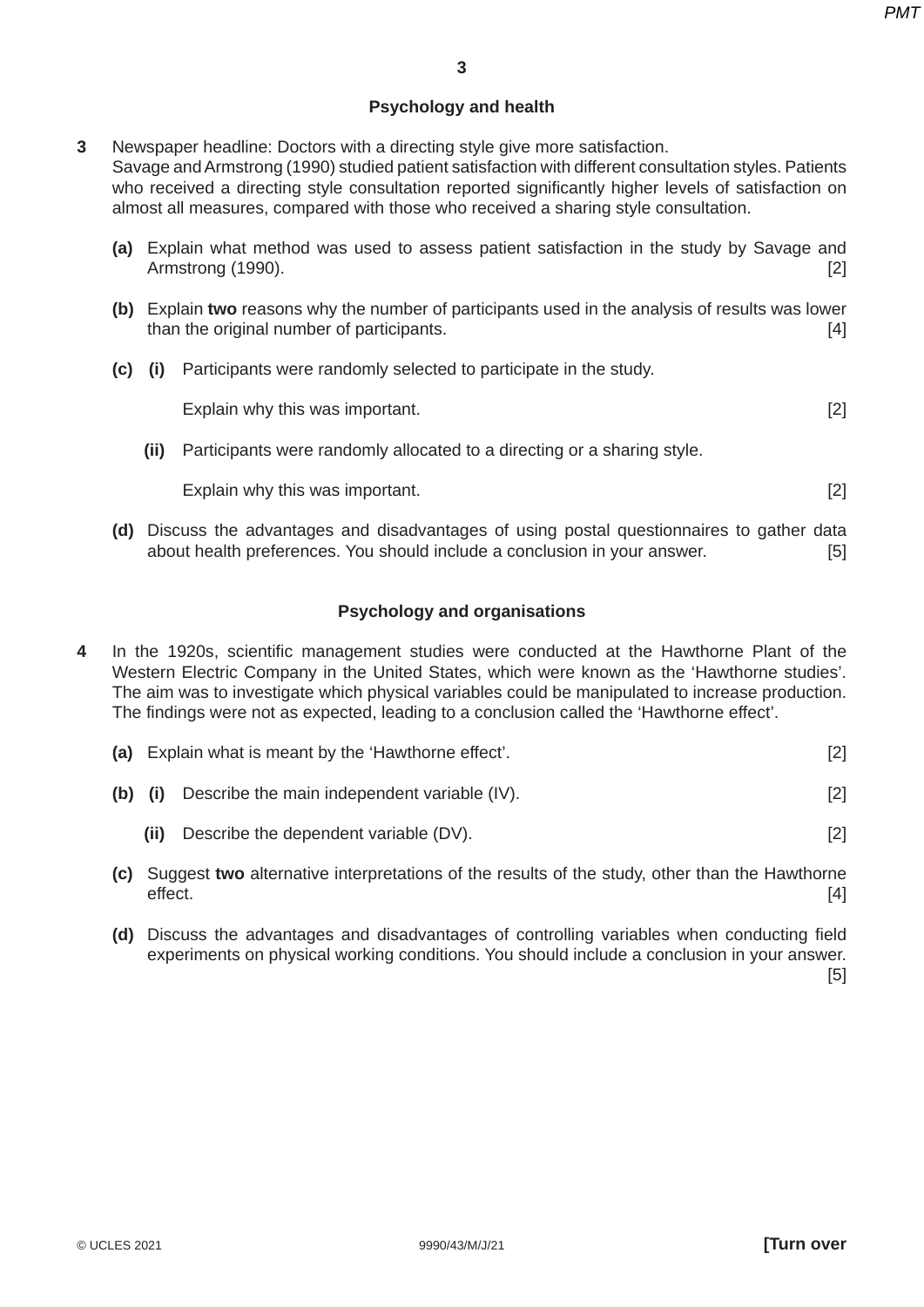## Psychology and health

**3** Newspaper headline: Doctors with a directing style give more satisfaction.
Savage and Armstrong (1990) studied patient satisfaction with different consultation styles. Patients who received a directing style consultation reported significantly higher levels of satisfaction on almost all measures, compared with those who received a sharing style consultation.

**(a)** Explain what method was used to assess patient satisfaction in the study by Savage and Armstrong (1990). [2]

**(b)** Explain **two** reasons why the number of participants used in the analysis of results was lower than the original number of participants. [4]

**(c)** **(i)** Participants were randomly selected to participate in the study.

Explain why this was important. [2]

**(ii)** Participants were randomly allocated to a directing or a sharing style.

Explain why this was important. [2]

**(d)** Discuss the advantages and disadvantages of using postal questionnaires to gather data about health preferences. You should include a conclusion in your answer. [5]

## Psychology and organisations

**4** In the 1920s, scientific management studies were conducted at the Hawthorne Plant of the Western Electric Company in the United States, which were known as the 'Hawthorne studies'. The aim was to investigate which physical variables could be manipulated to increase production. The findings were not as expected, leading to a conclusion called the 'Hawthorne effect'.

**(a)** Explain what is meant by the 'Hawthorne effect'. [2]

**(b)** **(i)** Describe the main independent variable (IV). [2]

**(ii)** Describe the dependent variable (DV). [2]

**(c)** Suggest **two** alternative interpretations of the results of the study, other than the Hawthorne effect. [4]

**(d)** Discuss the advantages and disadvantages of controlling variables when conducting field experiments on physical working conditions. You should include a conclusion in your answer. [5]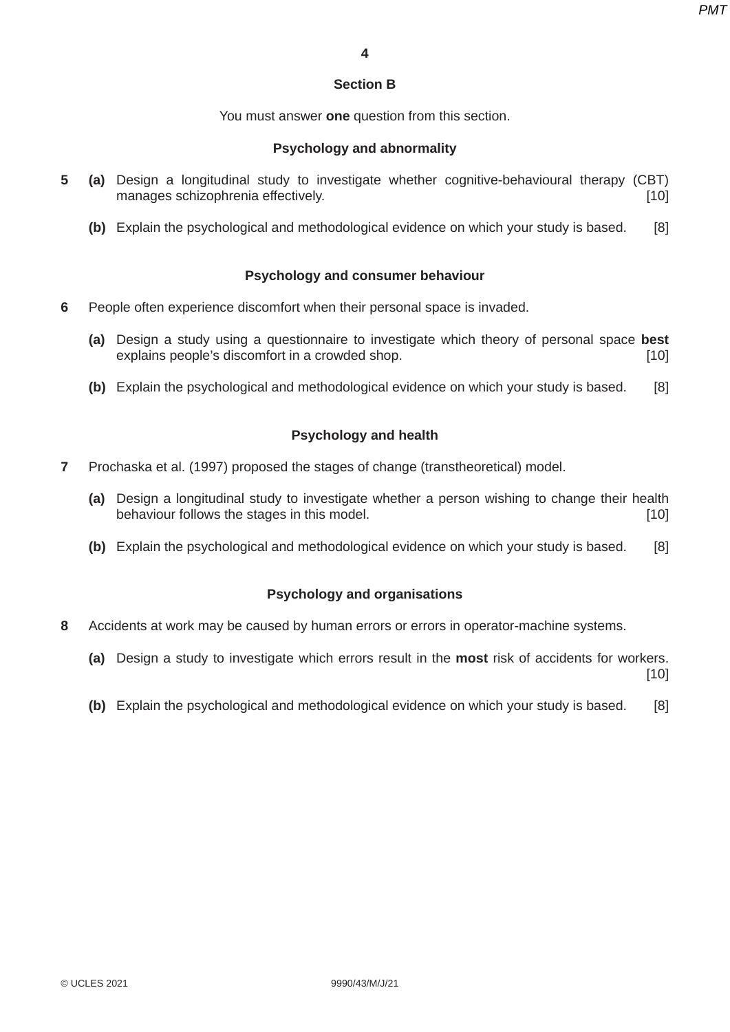## Section B

You must answer **one** question from this section.

### Psychology and abnormality

**5** **(a)** Design a longitudinal study to investigate whether cognitive-behavioural therapy (CBT) manages schizophrenia effectively. [10]

**(b)** Explain the psychological and methodological evidence on which your study is based. [8]

### Psychology and consumer behaviour

**6** People often experience discomfort when their personal space is invaded.

**(a)** Design a study using a questionnaire to investigate which theory of personal space **best** explains people's discomfort in a crowded shop. [10]

**(b)** Explain the psychological and methodological evidence on which your study is based. [8]

### Psychology and health

**7** Prochaska et al. (1997) proposed the stages of change (transtheoretical) model.

**(a)** Design a longitudinal study to investigate whether a person wishing to change their health behaviour follows the stages in this model. [10]

**(b)** Explain the psychological and methodological evidence on which your study is based. [8]

### Psychology and organisations

**8** Accidents at work may be caused by human errors or errors in operator-machine systems.

**(a)** Design a study to investigate which errors result in the **most** risk of accidents for workers. [10]

**(b)** Explain the psychological and methodological evidence on which your study is based. [8]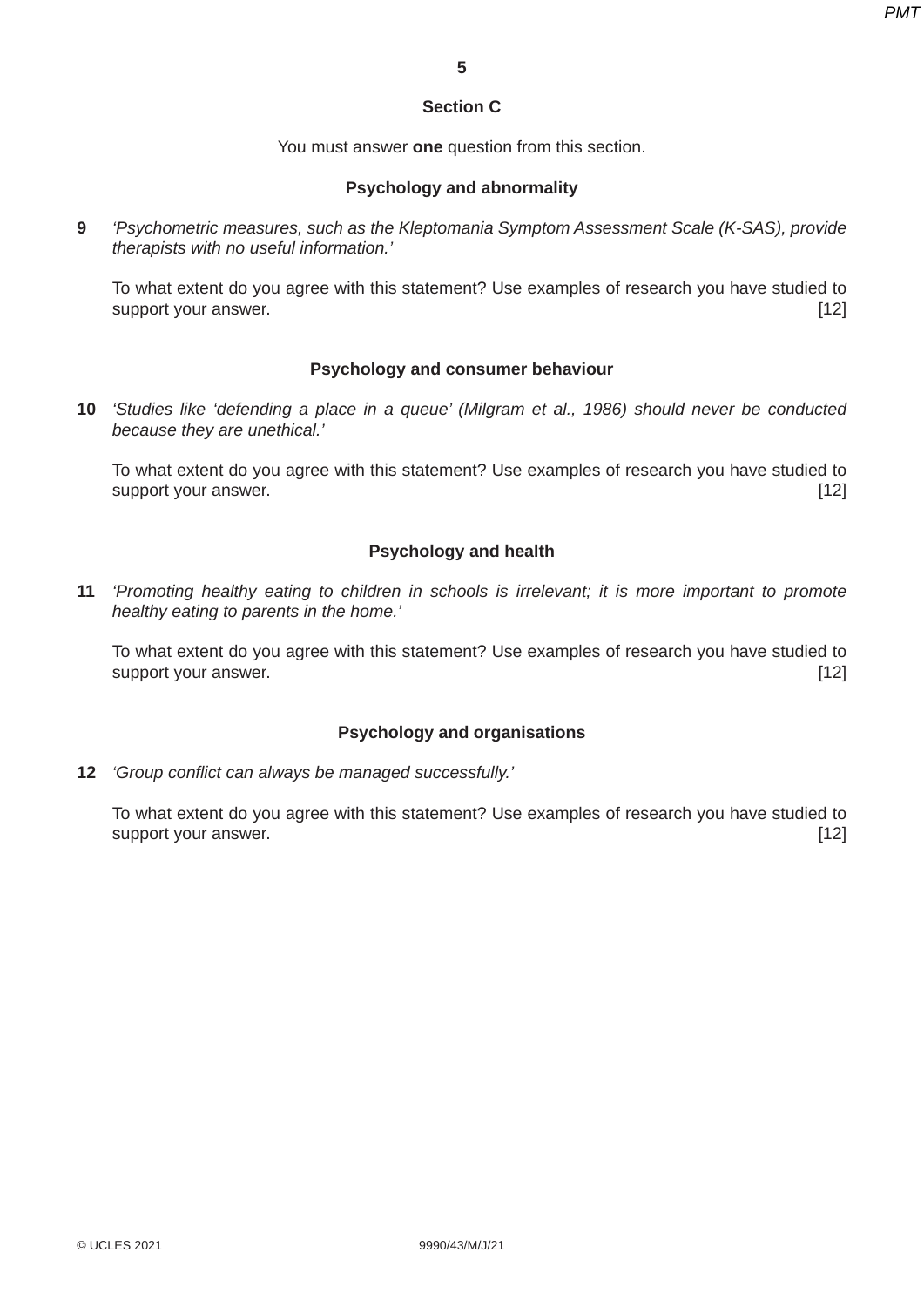## Section C

You must answer **one** question from this section.

### Psychology and abnormality

**9** *'Psychometric measures, such as the Kleptomania Symptom Assessment Scale (K-SAS), provide therapists with no useful information.'*

To what extent do you agree with this statement? Use examples of research you have studied to support your answer. [12]

### Psychology and consumer behaviour

**10** *'Studies like 'defending a place in a queue' (Milgram et al., 1986) should never be conducted because they are unethical.'*

To what extent do you agree with this statement? Use examples of research you have studied to support your answer. [12]

### Psychology and health

**11** *'Promoting healthy eating to children in schools is irrelevant; it is more important to promote healthy eating to parents in the home.'*

To what extent do you agree with this statement? Use examples of research you have studied to support your answer. [12]

### Psychology and organisations

**12** *'Group conflict can always be managed successfully.'*

To what extent do you agree with this statement? Use examples of research you have studied to support your answer. [12]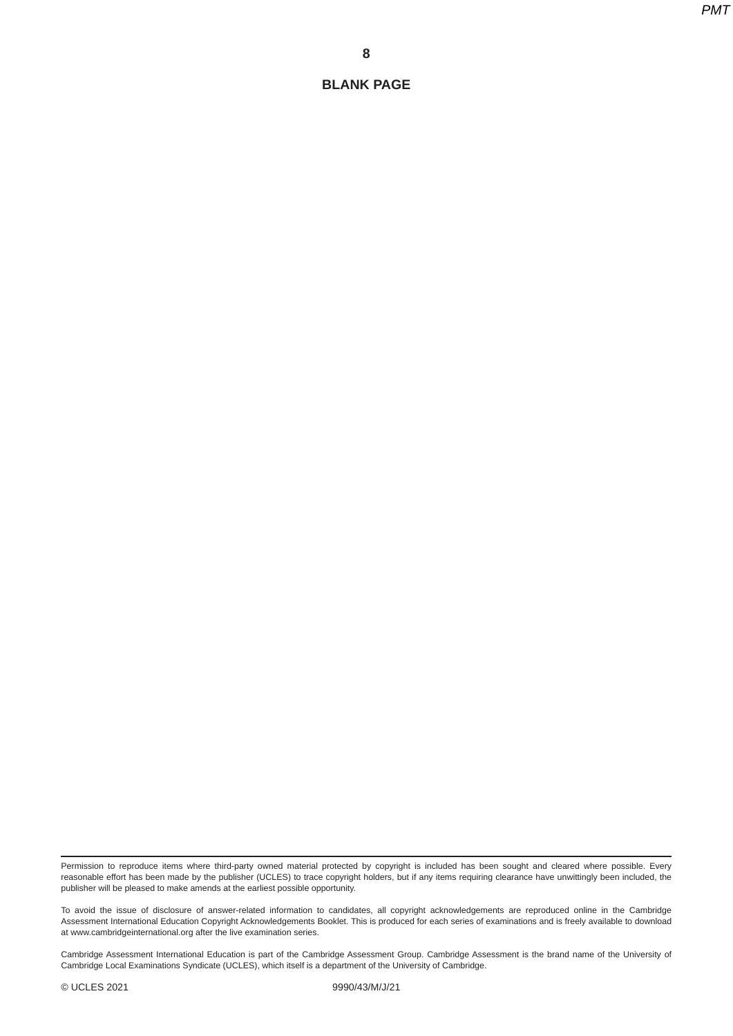**BLANK PAGE**

Permission to reproduce items where third-party owned material protected by copyright is included has been sought and cleared where possible. Every reasonable effort has been made by the publisher (UCLES) to trace copyright holders, but if any items requiring clearance have unwittingly been included, the publisher will be pleased to make amends at the earliest possible opportunity.

To avoid the issue of disclosure of answer-related information to candidates, all copyright acknowledgements are reproduced online in the Cambridge Assessment International Education Copyright Acknowledgements Booklet. This is produced for each series of examinations and is freely available to download at www.cambridgeinternational.org after the live examination series.

Cambridge Assessment International Education is part of the Cambridge Assessment Group. Cambridge Assessment is the brand name of the University of Cambridge Local Examinations Syndicate (UCLES), which itself is a department of the University of Cambridge.

© UCLES 2021 9990/43/M/J/21